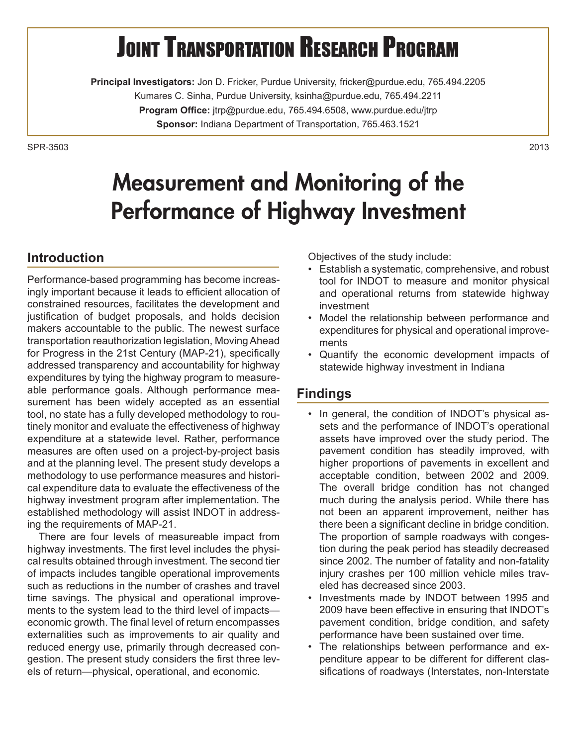# Joint Transportation Research Program

**Principal Investigators:** Jon D. Fricker, Purdue University, fricker@purdue.edu, 765.494.2205

Kumares C. Sinha, Purdue University, ksinha@purdue.edu, 765.494.2211

**Program Office:** jtrp@purdue.edu, 765.494.6508, www.purdue.edu/jtrp

**Sponsor:** Indiana Department of Transportation, 765.463.1521

SPR-3503 2013

# Measurement and Monitoring of the Performance of Highway Investment

## Introduction

Performance-based programming has become increasingly important because it leads to efficient allocation of constrained resources, facilitates the development and justification of budget proposals, and holds decision makers accountable to the public. The newest surface transportation reauthorization legislation, Moving Ahead for Progress in the 21st Century (MAP-21), specifically addressed transparency and accountability for highway expenditures by tying the highway program to measureable performance goals. Although performance measurement has been widely accepted as an essential tool, no state has a fully developed methodology to routinely monitor and evaluate the effectiveness of highway expenditure at a statewide level. Rather, performance measures are often used on a project-by-project basis and at the planning level. The present study develops a methodology to use performance measures and historical expenditure data to evaluate the effectiveness of the highway investment program after implementation. The established methodology will assist INDOT in addressing the requirements of MAP-21.

There are four levels of measureable impact from highway investments. The first level includes the physical results obtained through investment. The second tier of impacts includes tangible operational improvements such as reductions in the number of crashes and travel time savings. The physical and operational improvements to the system lead to the third level of impacts—economic growth. The final level of return encompasses externalities such as improvements to air quality and reduced energy use, primarily through decreased congestion. The present study considers the first three levels of return—physical, operational, and economic.

Objectives of the study include:

- Establish a systematic, comprehensive, and robust tool for INDOT to measure and monitor physical and operational returns from statewide highway investment
- Model the relationship between performance and expenditures for physical and operational improvements
- Quantify the economic development impacts of statewide highway investment in Indiana

## Findings

- In general, the condition of INDOT's physical assets and the performance of INDOT's operational assets have improved over the study period. The pavement condition has steadily improved, with higher proportions of pavements in excellent and acceptable condition, between 2002 and 2009. The overall bridge condition has not changed much during the analysis period. While there has not been an apparent improvement, neither has there been a significant decline in bridge condition. The proportion of sample roadways with congestion during the peak period has steadily decreased since 2002. The number of fatality and non-fatality injury crashes per 100 million vehicle miles traveled has decreased since 2003.
- Investments made by INDOT between 1995 and 2009 have been effective in ensuring that INDOT's pavement condition, bridge condition, and safety performance have been sustained over time.
- The relationships between performance and expenditure appear to be different for different classifications of roadways (Interstates, non-Interstate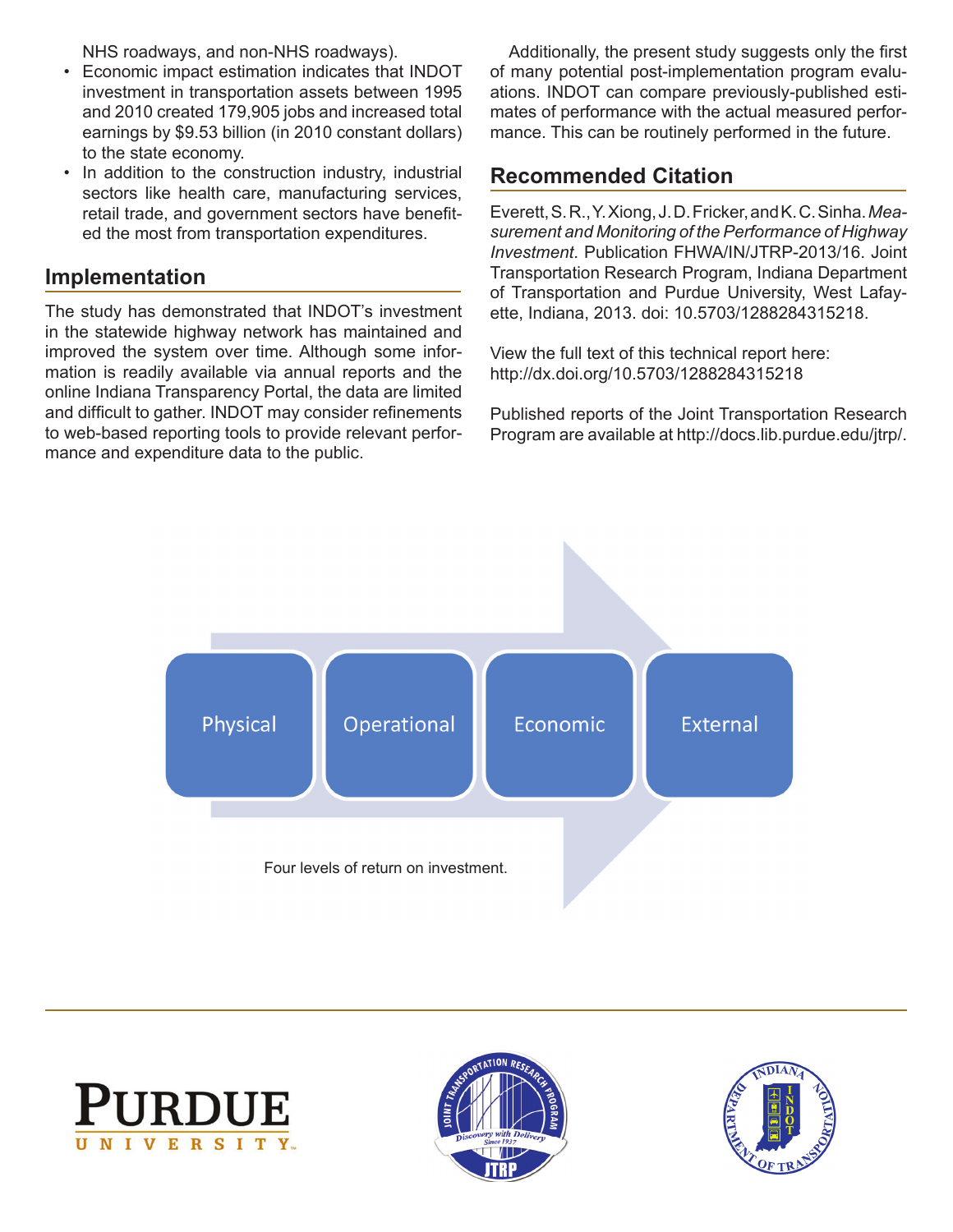NHS roadways, and non-NHS roadways).

- Economic impact estimation indicates that INDOT investment in transportation assets between 1995 and 2010 created 179,905 jobs and increased total earnings by $9.53 billion (in 2010 constant dollars) to the state economy.
- In addition to the construction industry, industrial sectors like health care, manufacturing services, retail trade, and government sectors have benefited the most from transportation expenditures.

## Implementation

The study has demonstrated that INDOT's investment in the statewide highway network has maintained and improved the system over time. Although some information is readily available via annual reports and the online Indiana Transparency Portal, the data are limited and difficult to gather. INDOT may consider refinements to web-based reporting tools to provide relevant performance and expenditure data to the public.

Additionally, the present study suggests only the first of many potential post-implementation program evaluations. INDOT can compare previously-published estimates of performance with the actual measured performance. This can be routinely performed in the future.

## Recommended Citation

Everett, S. R., Y. Xiong, J. D. Fricker, and K. C. Sinha. *Measurement and Monitoring of the Performance of Highway Investment*. Publication FHWA/IN/JTRP-2013/16. Joint Transportation Research Program, Indiana Department of Transportation and Purdue University, West Lafayette, Indiana, 2013. doi: 10.5703/1288284315218.

View the full text of this technical report here: http://dx.doi.org/10.5703/1288284315218

Published reports of the Joint Transportation Research Program are available at http://docs.lib.purdue.edu/jtrp/.

Physical

Operational

Economic

External

Four levels of return on investment.